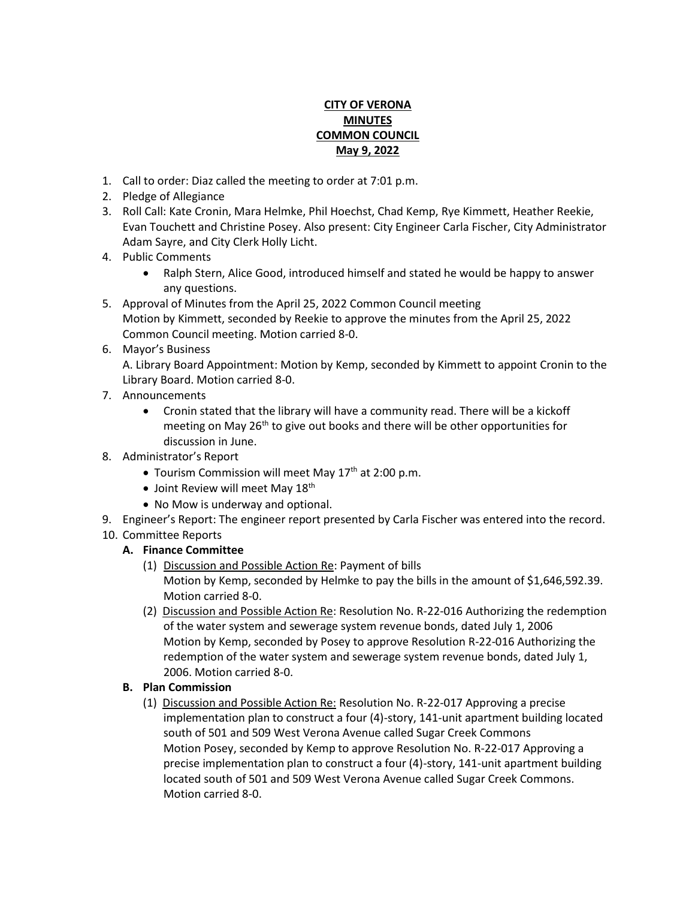**CITY OF VERONA**
**MINUTES**
**COMMON COUNCIL**
**May 9, 2022**

1. Call to order: Diaz called the meeting to order at 7:01 p.m.
2. Pledge of Allegiance
3. Roll Call: Kate Cronin, Mara Helmke, Phil Hoechst, Chad Kemp, Rye Kimmett, Heather Reekie, Evan Touchett and Christine Posey. Also present: City Engineer Carla Fischer, City Administrator Adam Sayre, and City Clerk Holly Licht.
4. Public Comments
   - Ralph Stern, Alice Good, introduced himself and stated he would be happy to answer any questions.
5. Approval of Minutes from the April 25, 2022 Common Council meeting
   Motion by Kimmett, seconded by Reekie to approve the minutes from the April 25, 2022 Common Council meeting. Motion carried 8-0.
6. Mayor's Business
   A. Library Board Appointment: Motion by Kemp, seconded by Kimmett to appoint Cronin to the Library Board. Motion carried 8-0.
7. Announcements
   - Cronin stated that the library will have a community read. There will be a kickoff meeting on May 26th to give out books and there will be other opportunities for discussion in June.
8. Administrator's Report
   - Tourism Commission will meet May 17th at 2:00 p.m.
   - Joint Review will meet May 18th
   - No Mow is underway and optional.
9. Engineer's Report: The engineer report presented by Carla Fischer was entered into the record.
10. Committee Reports
    **A. Finance Committee**
    (1) Discussion and Possible Action Re: Payment of bills
    Motion by Kemp, seconded by Helmke to pay the bills in the amount of $1,646,592.39. Motion carried 8-0.
    (2) Discussion and Possible Action Re: Resolution No. R-22-016 Authorizing the redemption of the water system and sewerage system revenue bonds, dated July 1, 2006
    Motion by Kemp, seconded by Posey to approve Resolution R-22-016 Authorizing the redemption of the water system and sewerage system revenue bonds, dated July 1, 2006. Motion carried 8-0.

    **B. Plan Commission**
    (1) Discussion and Possible Action Re: Resolution No. R-22-017 Approving a precise implementation plan to construct a four (4)-story, 141-unit apartment building located south of 501 and 509 West Verona Avenue called Sugar Creek Commons
    Motion Posey, seconded by Kemp to approve Resolution No. R-22-017 Approving a precise implementation plan to construct a four (4)-story, 141-unit apartment building located south of 501 and 509 West Verona Avenue called Sugar Creek Commons. Motion carried 8-0.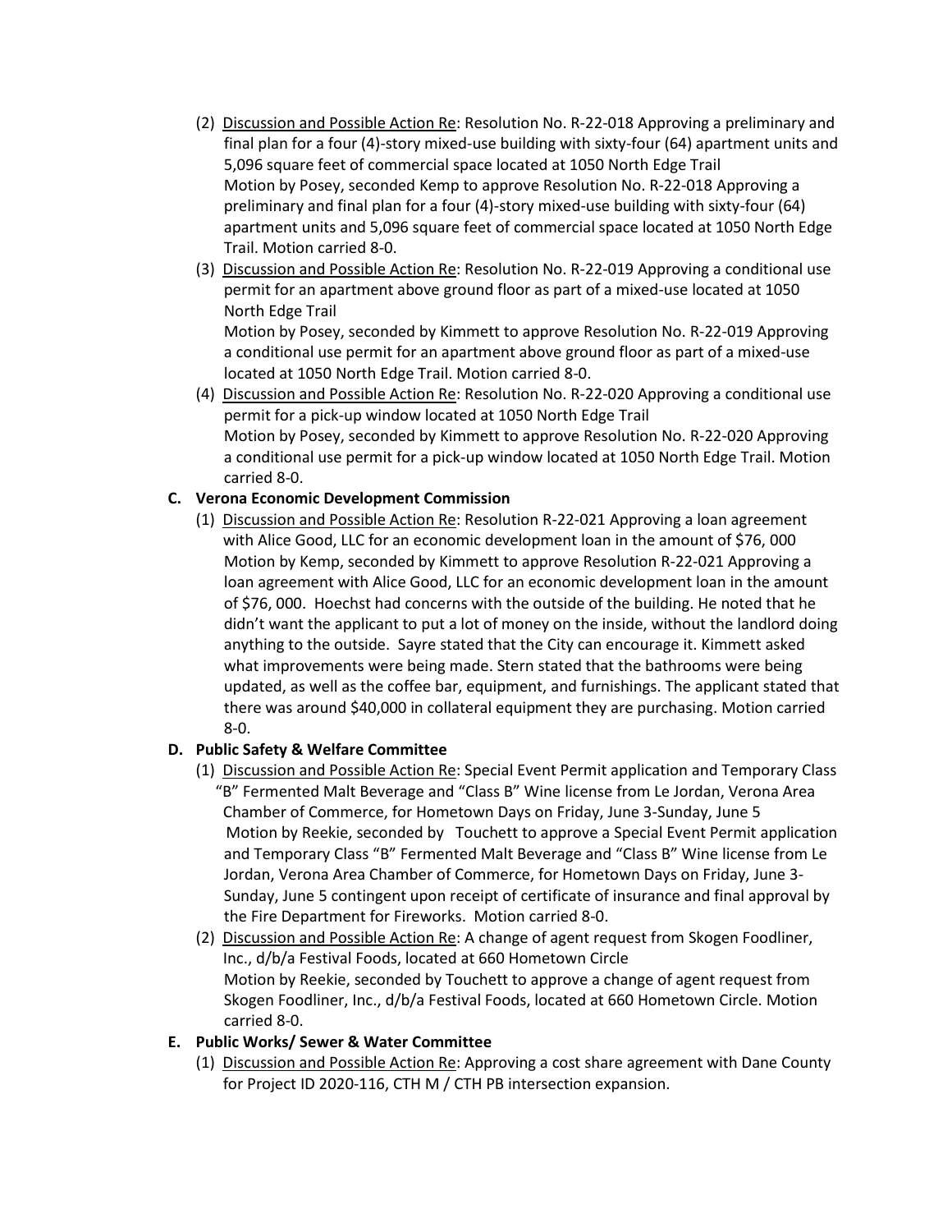(2) Discussion and Possible Action Re: Resolution No. R-22-018 Approving a preliminary and final plan for a four (4)-story mixed-use building with sixty-four (64) apartment units and 5,096 square feet of commercial space located at 1050 North Edge Trail
Motion by Posey, seconded Kemp to approve Resolution No. R-22-018 Approving a preliminary and final plan for a four (4)-story mixed-use building with sixty-four (64) apartment units and 5,096 square feet of commercial space located at 1050 North Edge Trail. Motion carried 8-0.

(3) Discussion and Possible Action Re: Resolution No. R-22-019 Approving a conditional use permit for an apartment above ground floor as part of a mixed-use located at 1050 North Edge Trail
Motion by Posey, seconded by Kimmett to approve Resolution No. R-22-019 Approving a conditional use permit for an apartment above ground floor as part of a mixed-use located at 1050 North Edge Trail. Motion carried 8-0.

(4) Discussion and Possible Action Re: Resolution No. R-22-020 Approving a conditional use permit for a pick-up window located at 1050 North Edge Trail
Motion by Posey, seconded by Kimmett to approve Resolution No. R-22-020 Approving a conditional use permit for a pick-up window located at 1050 North Edge Trail. Motion carried 8-0.

**C. Verona Economic Development Commission**

(1) Discussion and Possible Action Re: Resolution R-22-021 Approving a loan agreement with Alice Good, LLC for an economic development loan in the amount of $76, 000
Motion by Kemp, seconded by Kimmett to approve Resolution R-22-021 Approving a loan agreement with Alice Good, LLC for an economic development loan in the amount of $76, 000. Hoechst had concerns with the outside of the building. He noted that he didn't want the applicant to put a lot of money on the inside, without the landlord doing anything to the outside. Sayre stated that the City can encourage it. Kimmett asked what improvements were being made. Stern stated that the bathrooms were being updated, as well as the coffee bar, equipment, and furnishings. The applicant stated that there was around $40,000 in collateral equipment they are purchasing. Motion carried 8-0.

**D. Public Safety & Welfare Committee**

(1) Discussion and Possible Action Re: Special Event Permit application and Temporary Class "B" Fermented Malt Beverage and "Class B" Wine license from Le Jordan, Verona Area Chamber of Commerce, for Hometown Days on Friday, June 3-Sunday, June 5
Motion by Reekie, seconded by Touchett to approve a Special Event Permit application and Temporary Class "B" Fermented Malt Beverage and "Class B" Wine license from Le Jordan, Verona Area Chamber of Commerce, for Hometown Days on Friday, June 3-Sunday, June 5 contingent upon receipt of certificate of insurance and final approval by the Fire Department for Fireworks. Motion carried 8-0.

(2) Discussion and Possible Action Re: A change of agent request from Skogen Foodliner, Inc., d/b/a Festival Foods, located at 660 Hometown Circle
Motion by Reekie, seconded by Touchett to approve a change of agent request from Skogen Foodliner, Inc., d/b/a Festival Foods, located at 660 Hometown Circle. Motion carried 8-0.

**E. Public Works/ Sewer & Water Committee**

(1) Discussion and Possible Action Re: Approving a cost share agreement with Dane County for Project ID 2020-116, CTH M / CTH PB intersection expansion.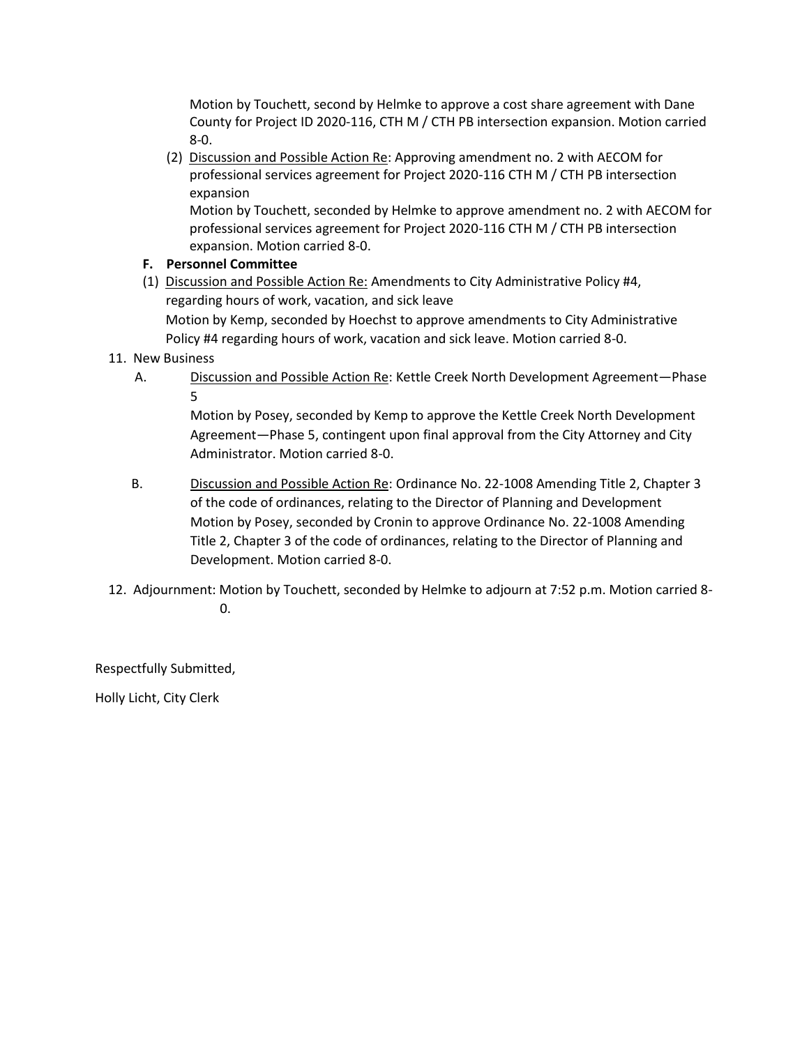Motion by Touchett, second by Helmke to approve a cost share agreement with Dane County for Project ID 2020-116, CTH M / CTH PB intersection expansion. Motion carried 8-0.

(2) Discussion and Possible Action Re: Approving amendment no. 2 with AECOM for professional services agreement for Project 2020-116 CTH M / CTH PB intersection expansion

Motion by Touchett, seconded by Helmke to approve amendment no. 2 with AECOM for professional services agreement for Project 2020-116 CTH M / CTH PB intersection expansion. Motion carried 8-0.

**F. Personnel Committee**

(1) Discussion and Possible Action Re: Amendments to City Administrative Policy #4, regarding hours of work, vacation, and sick leave

Motion by Kemp, seconded by Hoechst to approve amendments to City Administrative Policy #4 regarding hours of work, vacation and sick leave. Motion carried 8-0.

11. New Business

A. Discussion and Possible Action Re: Kettle Creek North Development Agreement—Phase 5

Motion by Posey, seconded by Kemp to approve the Kettle Creek North Development Agreement—Phase 5, contingent upon final approval from the City Attorney and City Administrator. Motion carried 8-0.

B. Discussion and Possible Action Re: Ordinance No. 22-1008 Amending Title 2, Chapter 3 of the code of ordinances, relating to the Director of Planning and Development

Motion by Posey, seconded by Cronin to approve Ordinance No. 22-1008 Amending Title 2, Chapter 3 of the code of ordinances, relating to the Director of Planning and Development. Motion carried 8-0.

12. Adjournment: Motion by Touchett, seconded by Helmke to adjourn at 7:52 p.m. Motion carried 8-0.

Respectfully Submitted,

Holly Licht, City Clerk